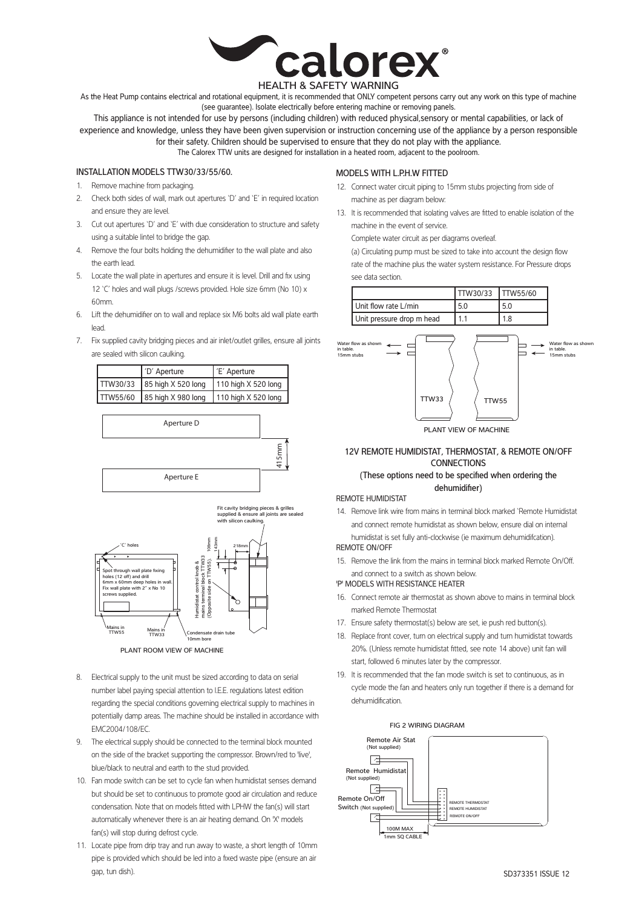# calorex®

## HEALTH & SAFETY WARNING

As the Heat Pump contains electrical and rotational equipment, it is recommended that ONLY competent persons carry out any work on this type of machine (see guarantee). Isolate electrically before entering machine or removing panels.

This appliance is not intended for use by persons (including children) with reduced physical,sensory or mental capabilities, or lack of experience and knowledge, unless they have been given supervision or instruction concerning use of the appliance by a person responsible for their safety. Children should be supervised to ensure that they do not play with the appliance.

The Calorex TTW units are designed for installation in a heated room, adjacent to the poolroom.

### INSTALLATION MODELS TTW30/33/55/60.

1. Remove machine from packaging.
2. Check both sides of wall, mark out apertures 'D' and 'E' in required location and ensure they are level.
3. Cut out apertures 'D' and 'E' with due consideration to structure and safety using a suitable lintel to bridge the gap.
4. Remove the four bolts holding the dehumidifier to the wall plate and also the earth lead.
5. Locate the wall plate in apertures and ensure it is level. Drill and fix using 12 'C' holes and wall plugs /screws provided. Hole size 6mm (No 10) x 60mm.
6. Lift the dehumidifier on to wall and replace six M6 bolts ald wall plate earth lead.
7. Fix supplied cavity bridging pieces and air inlet/outlet grilles, ensure all joints are sealed with silicon caulking.

| | 'D' Aperture | 'E' Aperture |
|---|---|---|
| TTW30/33 | 85 high X 520 long | 110 high X 520 long |
| TTW55/60 | 85 high X 980 long | 110 high X 520 long |

Aperture D

415mm

Aperture E

'C' holes

Spot through wall plate fixing holes (12 off) and drill 6mm x 60mm deep holes in wall. Fix wall plate with 2" x No 10 screws supplied.

Humidistat control knob & mains terminal block TTW33 (Opposite side on TTW55).

Fit cavity bridging pieces & grilles supplied & ensure all joints are sealed with silicon caulking.

108mm 143mm 218mm

Mains in TTW55 | Mains in TTW33 | Condensate drain tube 10mm bore

PLANT ROOM VIEW OF MACHINE

8. Electrical supply to the unit must be sized according to data on serial number label paying special attention to I.E.E. regulations latest edition regarding the special conditions governing electrical supply to machines in potentially damp areas. The machine should be installed in accordance with EMC2004/108/EC.
9. The electrical supply should be connected to the terminal block mounted on the side of the bracket supporting the compressor. Brown/red to 'live', blue/black to neutral and earth to the stud provided.
10. Fan mode switch can be set to cycle fan when humidistat senses demand but should be set to continuous to promote good air circulation and reduce condensation. Note that on models fitted with LPHW the fan(s) will start automatically whenever there is an air heating demand. On 'X' models fan(s) will stop during defrost cycle.
11. Locate pipe from drip tray and run away to waste, a short length of 10mm pipe is provided which should be led into a fixed waste pipe (ensure an air gap, tun dish).

### MODELS WITH L.P.H.W FITTED

12. Connect water circuit piping to 15mm stubs projecting from side of machine as per diagram below:
13. It is recommended that isolating valves are fitted to enable isolation of the machine in the event of service.

    Complete water circuit as per diagrams overleaf.

    (a) Circulating pump must be sized to take into account the design flow rate of the machine plus the water system resistance. For Pressure drops see data section.

| | TTW30/33 | TTW55/60 |
|---|---|---|
| Unit flow rate L/min | 5.0 | 5.0 |
| Unit pressure drop m head | 1.1 | 1.8 |

Water flow as shown in table. 15mm stubs | TTW33 | TTW55 | Water flow as shown in table. 15mm stubs

PLANT VIEW OF MACHINE

### 12V REMOTE HUMIDISTAT, THERMOSTAT, & REMOTE ON/OFF CONNECTIONS

**(These options need to be specified when ordering the dehumidifier)**

REMOTE HUMIDISTAT

14. Remove link wire from mains in terminal block marked 'Remote Humidistat and connect remote humidistat as shown below, ensure dial on internal humidistat is set fully anti-clockwise (ie maximum dehumidifcation).

REMOTE ON/OFF

15. Remove the link from the mains in terminal block marked Remote On/Off. and connect to a switch as shown below.

'P' MODELS WITH RESISTANCE HEATER

16. Connect remote air thermostat as shown above to mains in terminal block marked Remote Thermostat
17. Ensure safety thermostat(s) below are set, ie push red button(s).
18. Replace front cover, turn on electrical supply and turn humidistat towards 20%. (Unless remote humidistat fitted, see note 14 above) unit fan will start, followed 6 minutes later by the compressor.
19. It is recommended that the fan mode switch is set to continuous, as in cycle mode the fan and heaters only run together if there is a demand for dehumidification.

FIG 2 WIRING DIAGRAM

Remote Air Stat (Not supplied)

Remote Humidistat (Not supplied)

Remote On/Off Switch (Not supplied)

REMOTE THERMOSTAT
REMOTE HUMIDISTAT
REMOTE ON/OFF

100M MAX
1mm SQ CABLE

SD373351 ISSUE 12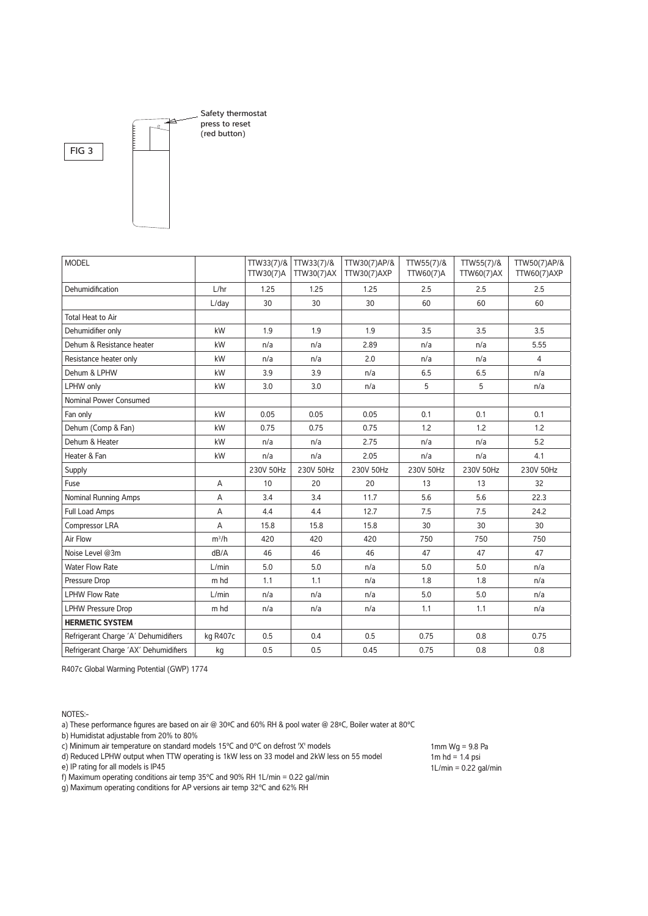FIG 3

Safety thermostat
press to reset
(red button)

| MODEL | | TTW33(7)/& TTW30(7)A | TTW33(7)/& TTW30(7)AX | TTW30(7)AP/& TTW30(7)AXP | TTW55(7)/& TTW60(7)A | TTW55(7)/& TTW60(7)AX | TTW50(7)AP/& TTW60(7)AXP |
|---|---|---|---|---|---|---|---|
| Dehumidification | L/hr | 1.25 | 1.25 | 1.25 | 2.5 | 2.5 | 2.5 |
| | L/day | 30 | 30 | 30 | 60 | 60 | 60 |
| Total Heat to Air | | | | | | | |
| Dehumidifier only | kW | 1.9 | 1.9 | 1.9 | 3.5 | 3.5 | 3.5 |
| Dehum & Resistance heater | kW | n/a | n/a | 2.89 | n/a | n/a | 5.55 |
| Resistance heater only | kW | n/a | n/a | 2.0 | n/a | n/a | 4 |
| Dehum & LPHW | kW | 3.9 | 3.9 | n/a | 6.5 | 6.5 | n/a |
| LPHW only | kW | 3.0 | 3.0 | n/a | 5 | 5 | n/a |
| Nominal Power Consumed | | | | | | | |
| Fan only | kW | 0.05 | 0.05 | 0.05 | 0.1 | 0.1 | 0.1 |
| Dehum (Comp & Fan) | kW | 0.75 | 0.75 | 0.75 | 1.2 | 1.2 | 1.2 |
| Dehum & Heater | kW | n/a | n/a | 2.75 | n/a | n/a | 5.2 |
| Heater & Fan | kW | n/a | n/a | 2.05 | n/a | n/a | 4.1 |
| Supply | | 230V 50Hz | 230V 50Hz | 230V 50Hz | 230V 50Hz | 230V 50Hz | 230V 50Hz |
| Fuse | A | 10 | 20 | 20 | 13 | 13 | 32 |
| Nominal Running Amps | A | 3.4 | 3.4 | 11.7 | 5.6 | 5.6 | 22.3 |
| Full Load Amps | A | 4.4 | 4.4 | 12.7 | 7.5 | 7.5 | 24.2 |
| Compressor LRA | A | 15.8 | 15.8 | 15.8 | 30 | 30 | 30 |
| Air Flow | $m^3/h$ | 420 | 420 | 420 | 750 | 750 | 750 |
| Noise Level @3m | dB/A | 46 | 46 | 46 | 47 | 47 | 47 |
| Water Flow Rate | L/min | 5.0 | 5.0 | n/a | 5.0 | 5.0 | n/a |
| Pressure Drop | m hd | 1.1 | 1.1 | n/a | 1.8 | 1.8 | n/a |
| LPHW Flow Rate | L/min | n/a | n/a | n/a | 5.0 | 5.0 | n/a |
| LPHW Pressure Drop | m hd | n/a | n/a | n/a | 1.1 | 1.1 | n/a |
| **HERMETIC SYSTEM** | | | | | | | |
| Refrigerant Charge 'A' Dehumidifiers | kg R407c | 0.5 | 0.4 | 0.5 | 0.75 | 0.8 | 0.75 |
| Refrigerant Charge 'AX' Dehumidifiers | kg | 0.5 | 0.5 | 0.45 | 0.75 | 0.8 | 0.8 |

R407c Global Warming Potential (GWP) 1774

NOTES:-

a) These performance figures are based on air @ 30ºC and 60% RH & pool water @ 28ºC, Boiler water at 80°C

b) Humidistat adjustable from 20% to 80%

c) Minimum air temperature on standard models 15°C and 0°C on defrost 'X' models

d) Reduced LPHW output when TTW operating is 1kW less on 33 model and 2kW less on 55 model

e) IP rating for all models is IP45

f) Maximum operating conditions air temp 35°C and 90% RH 1L/min = 0.22 gal/min

g) Maximum operating conditions for AP versions air temp 32°C and 62% RH

1mm Wg = 9.8 Pa
1m hd = 1.4 psi
1L/min = 0.22 gal/min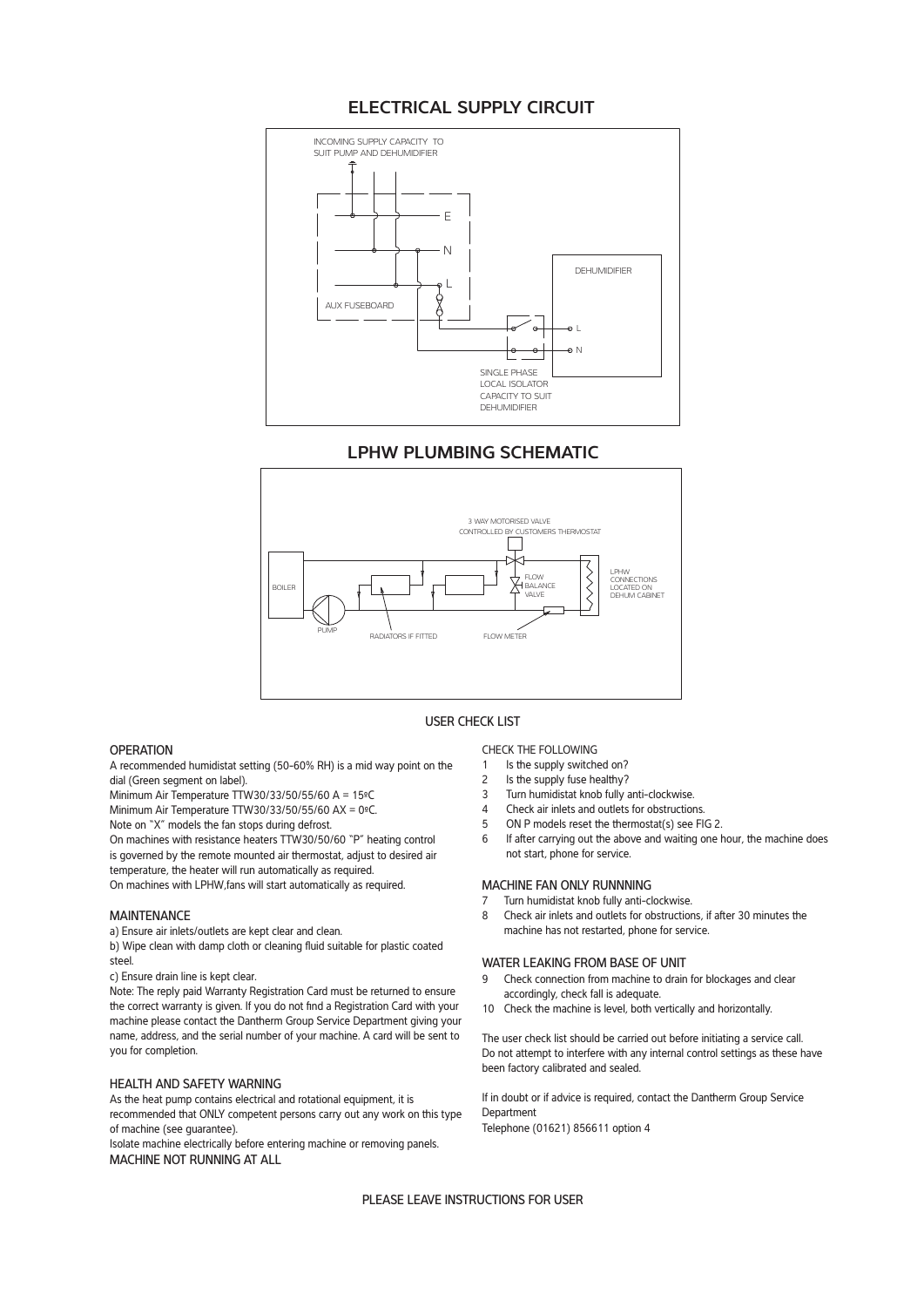## ELECTRICAL SUPPLY CIRCUIT

INCOMING SUPPLY CAPACITY TO SUIT PUMP AND DEHUMIDIFIER

E

N

L

AUX FUSEBOARD

DEHUMIDIFIER

L

N

SINGLE PHASE LOCAL ISOLATOR CAPACITY TO SUIT DEHUMIDIFIER

## LPHW PLUMBING SCHEMATIC

3 WAY MOTORISED VALVE CONTROLLED BY CUSTOMERS THERMOSTAT

BOILER

FLOW BALANCE VALVE

LPHW CONNECTIONS LOCATED ON DEHUM CABINET

PUMP

RADIATORS IF FITTED

FLOW METER

USER CHECK LIST

### OPERATION

A recommended humidistat setting (50-60% RH) is a mid way point on the dial (Green segment on label).

Minimum Air Temperature TTW30/33/50/55/60 A = 15ºC

Minimum Air Temperature TTW30/33/50/55/60 AX = 0ºC.

Note on "X" models the fan stops during defrost.

On machines with resistance heaters TTW30/50/60 "P" heating control is governed by the remote mounted air thermostat, adjust to desired air temperature, the heater will run automatically as required.

On machines with LPHW,fans will start automatically as required.

### MAINTENANCE

a) Ensure air inlets/outlets are kept clear and clean.

b) Wipe clean with damp cloth or cleaning fluid suitable for plastic coated steel.

c) Ensure drain line is kept clear.

Note: The reply paid Warranty Registration Card must be returned to ensure the correct warranty is given. If you do not find a Registration Card with your machine please contact the Dantherm Group Service Department giving your name, address, and the serial number of your machine. A card will be sent to you for completion.

### HEALTH AND SAFETY WARNING

As the heat pump contains electrical and rotational equipment, it is recommended that ONLY competent persons carry out any work on this type of machine (see guarantee).

Isolate machine electrically before entering machine or removing panels.

### MACHINE NOT RUNNING AT ALL

CHECK THE FOLLOWING

1. Is the supply switched on?
2. Is the supply fuse healthy?
3. Turn humidistat knob fully anti-clockwise.
4. Check air inlets and outlets for obstructions.
5. ON P models reset the thermostat(s) see FIG 2.
6. If after carrying out the above and waiting one hour, the machine does not start, phone for service.

### MACHINE FAN ONLY RUNNNING

7. Turn humidistat knob fully anti-clockwise.
8. Check air inlets and outlets for obstructions, if after 30 minutes the machine has not restarted, phone for service.

### WATER LEAKING FROM BASE OF UNIT

9. Check connection from machine to drain for blockages and clear accordingly, check fall is adequate.
10. Check the machine is level, both vertically and horizontally.

The user check list should be carried out before initiating a service call. Do not attempt to interfere with any internal control settings as these have been factory calibrated and sealed.

If in doubt or if advice is required, contact the Dantherm Group Service Department

Telephone (01621) 856611 option 4

PLEASE LEAVE INSTRUCTIONS FOR USER